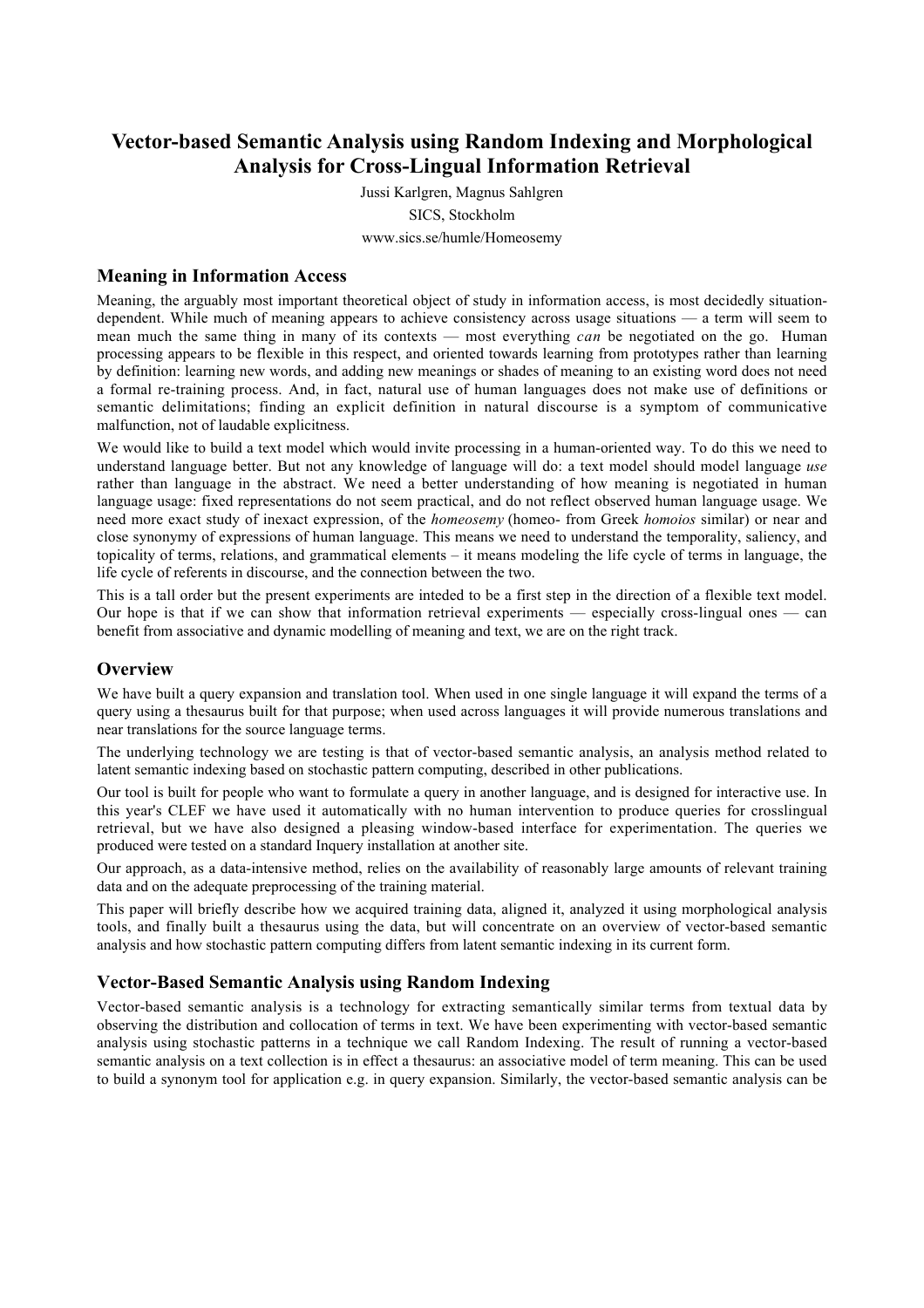# Vector-based Semantic Analysis using Random Indexing and Morphological Analysis for Cross-Lingual Information Retrieval

Jussi Karlgren, Magnus Sahlgren

SICS, Stockholm

www.sics.se/humle/Homeosemy

## Meaning in Information Access

Meaning, the arguably most important theoretical object of study in information access, is most decidedly situation-dependent. While much of meaning appears to achieve consistency across usage situations — a term will seem to mean much the same thing in many of its contexts — most everything *can* be negotiated on the go. Human processing appears to be flexible in this respect, and oriented towards learning from prototypes rather than learning by definition: learning new words, and adding new meanings or shades of meaning to an existing word does not need a formal re-training process. And, in fact, natural use of human languages does not make use of definitions or semantic delimitations; finding an explicit definition in natural discourse is a symptom of communicative malfunction, not of laudable explicitness.

We would like to build a text model which would invite processing in a human-oriented way. To do this we need to understand language better. But not any knowledge of language will do: a text model should model language *use* rather than language in the abstract. We need a better understanding of how meaning is negotiated in human language usage: fixed representations do not seem practical, and do not reflect observed human language usage. We need more exact study of inexact expression, of the *homeosemy* (homeo- from Greek *homoios* similar) or near and close synonymy of expressions of human language. This means we need to understand the temporality, saliency, and topicality of terms, relations, and grammatical elements – it means modeling the life cycle of terms in language, the life cycle of referents in discourse, and the connection between the two.

This is a tall order but the present experiments are inteded to be a first step in the direction of a flexible text model. Our hope is that if we can show that information retrieval experiments — especially cross-lingual ones — can benefit from associative and dynamic modelling of meaning and text, we are on the right track.

## Overview

We have built a query expansion and translation tool. When used in one single language it will expand the terms of a query using a thesaurus built for that purpose; when used across languages it will provide numerous translations and near translations for the source language terms.

The underlying technology we are testing is that of vector-based semantic analysis, an analysis method related to latent semantic indexing based on stochastic pattern computing, described in other publications.

Our tool is built for people who want to formulate a query in another language, and is designed for interactive use. In this year's CLEF we have used it automatically with no human intervention to produce queries for crosslingual retrieval, but we have also designed a pleasing window-based interface for experimentation. The queries we produced were tested on a standard Inquery installation at another site.

Our approach, as a data-intensive method, relies on the availability of reasonably large amounts of relevant training data and on the adequate preprocessing of the training material.

This paper will briefly describe how we acquired training data, aligned it, analyzed it using morphological analysis tools, and finally built a thesaurus using the data, but will concentrate on an overview of vector-based semantic analysis and how stochastic pattern computing differs from latent semantic indexing in its current form.

## Vector-Based Semantic Analysis using Random Indexing

Vector-based semantic analysis is a technology for extracting semantically similar terms from textual data by observing the distribution and collocation of terms in text. We have been experimenting with vector-based semantic analysis using stochastic patterns in a technique we call Random Indexing. The result of running a vector-based semantic analysis on a text collection is in effect a thesaurus: an associative model of term meaning. This can be used to build a synonym tool for application e.g. in query expansion. Similarly, the vector-based semantic analysis can be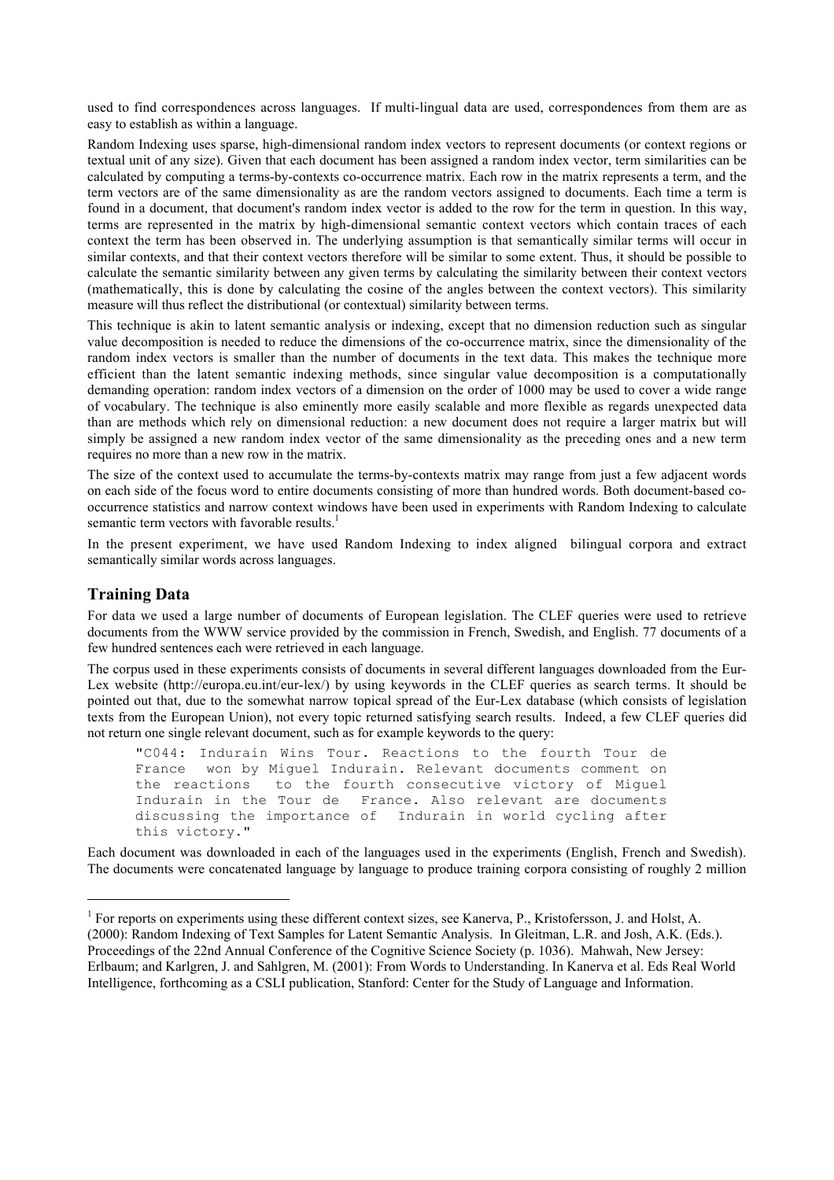used to find correspondences across languages. If multi-lingual data are used, correspondences from them are as easy to establish as within a language.

Random Indexing uses sparse, high-dimensional random index vectors to represent documents (or context regions or textual unit of any size). Given that each document has been assigned a random index vector, term similarities can be calculated by computing a terms-by-contexts co-occurrence matrix. Each row in the matrix represents a term, and the term vectors are of the same dimensionality as are the random vectors assigned to documents. Each time a term is found in a document, that document's random index vector is added to the row for the term in question. In this way, terms are represented in the matrix by high-dimensional semantic context vectors which contain traces of each context the term has been observed in. The underlying assumption is that semantically similar terms will occur in similar contexts, and that their context vectors therefore will be similar to some extent. Thus, it should be possible to calculate the semantic similarity between any given terms by calculating the similarity between their context vectors (mathematically, this is done by calculating the cosine of the angles between the context vectors). This similarity measure will thus reflect the distributional (or contextual) similarity between terms.

This technique is akin to latent semantic analysis or indexing, except that no dimension reduction such as singular value decomposition is needed to reduce the dimensions of the co-occurrence matrix, since the dimensionality of the random index vectors is smaller than the number of documents in the text data. This makes the technique more efficient than the latent semantic indexing methods, since singular value decomposition is a computationally demanding operation: random index vectors of a dimension on the order of 1000 may be used to cover a wide range of vocabulary. The technique is also eminently more easily scalable and more flexible as regards unexpected data than are methods which rely on dimensional reduction: a new document does not require a larger matrix but will simply be assigned a new random index vector of the same dimensionality as the preceding ones and a new term requires no more than a new row in the matrix.

The size of the context used to accumulate the terms-by-contexts matrix may range from just a few adjacent words on each side of the focus word to entire documents consisting of more than hundred words. Both document-based co-occurrence statistics and narrow context windows have been used in experiments with Random Indexing to calculate semantic term vectors with favorable results.[1]

In the present experiment, we have used Random Indexing to index aligned bilingual corpora and extract semantically similar words across languages.

## Training Data

For data we used a large number of documents of European legislation. The CLEF queries were used to retrieve documents from the WWW service provided by the commission in French, Swedish, and English. 77 documents of a few hundred sentences each were retrieved in each language.

The corpus used in these experiments consists of documents in several different languages downloaded from the Eur-Lex website (http://europa.eu.int/eur-lex/) by using keywords in the CLEF queries as search terms. It should be pointed out that, due to the somewhat narrow topical spread of the Eur-Lex database (which consists of legislation texts from the European Union), not every topic returned satisfying search results. Indeed, a few CLEF queries did not return one single relevant document, such as for example keywords to the query:

```
"C044: Indurain Wins Tour. Reactions to the fourth Tour de
France  won by Miguel Indurain. Relevant documents comment on
the reactions  to the fourth consecutive victory of Miguel
Indurain in the Tour de  France. Also relevant are documents
discussing the importance of  Indurain in world cycling after
this victory."
```

Each document was downloaded in each of the languages used in the experiments (English, French and Swedish). The documents were concatenated language by language to produce training corpora consisting of roughly 2 million

---

[1] For reports on experiments using these different context sizes, see Kanerva, P., Kristofersson, J. and Holst, A. (2000): Random Indexing of Text Samples for Latent Semantic Analysis. In Gleitman, L.R. and Josh, A.K. (Eds.). Proceedings of the 22nd Annual Conference of the Cognitive Science Society (p. 1036). Mahwah, New Jersey: Erlbaum; and Karlgren, J. and Sahlgren, M. (2001): From Words to Understanding. In Kanerva et al. Eds Real World Intelligence, forthcoming as a CSLI publication, Stanford: Center for the Study of Language and Information.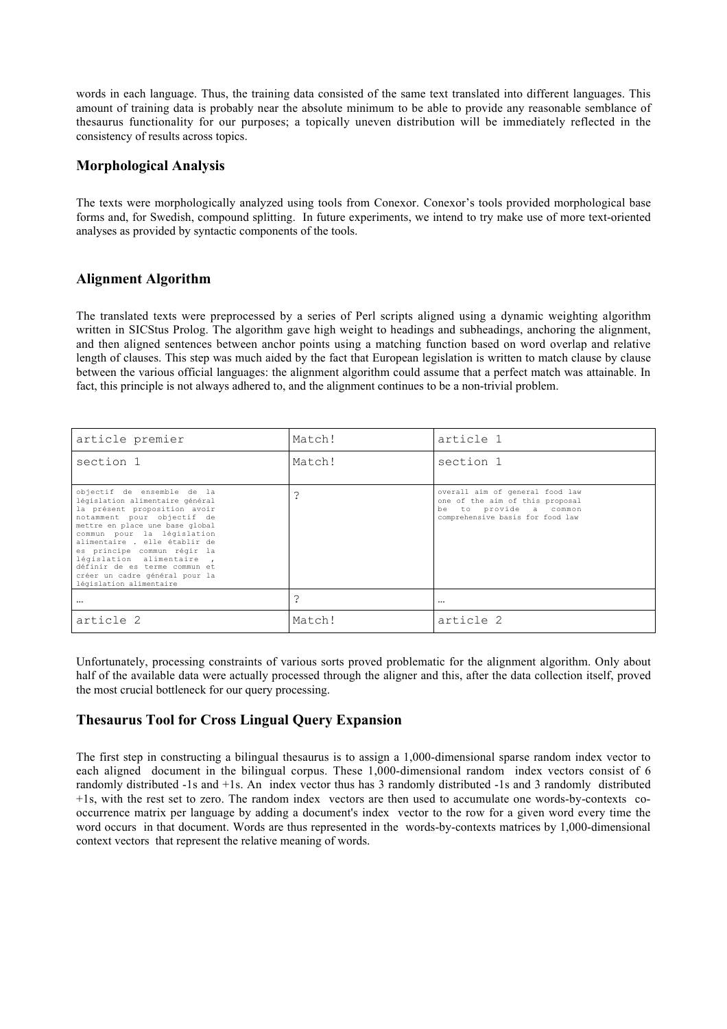words in each language. Thus, the training data consisted of the same text translated into different languages. This amount of training data is probably near the absolute minimum to be able to provide any reasonable semblance of thesaurus functionality for our purposes; a topically uneven distribution will be immediately reflected in the consistency of results across topics.

## Morphological Analysis

The texts were morphologically analyzed using tools from Conexor. Conexor's tools provided morphological base forms and, for Swedish, compound splitting. In future experiments, we intend to try make use of more text-oriented analyses as provided by syntactic components of the tools.

## Alignment Algorithm

The translated texts were preprocessed by a series of Perl scripts aligned using a dynamic weighting algorithm written in SICStus Prolog. The algorithm gave high weight to headings and subheadings, anchoring the alignment, and then aligned sentences between anchor points using a matching function based on word overlap and relative length of clauses. This step was much aided by the fact that European legislation is written to match clause by clause between the various official languages: the alignment algorithm could assume that a perfect match was attainable. In fact, this principle is not always adhered to, and the alignment continues to be a non-trivial problem.

| article premier | Match! | article 1 |
|---|---|---|
| section 1 | Match! | section 1 |
| objectif de ensemble de la législation alimentaire général la présent proposition avoir notamment pour objectif de mettre en place une base global commun pour la législation alimentaire . elle établir de es principe commun régir la législation alimentaire , définir de es terme commun et créer un cadre général pour la législation alimentaire | ? | overall aim of general food law one of the aim of this proposal be to provide a common comprehensive basis for food law |
| … | ? | … |
| article 2 | Match! | article 2 |

Unfortunately, processing constraints of various sorts proved problematic for the alignment algorithm. Only about half of the available data were actually processed through the aligner and this, after the data collection itself, proved the most crucial bottleneck for our query processing.

## Thesaurus Tool for Cross Lingual Query Expansion

The first step in constructing a bilingual thesaurus is to assign a 1,000-dimensional sparse random index vector to each aligned document in the bilingual corpus. These 1,000-dimensional random index vectors consist of 6 randomly distributed -1s and +1s. An index vector thus has 3 randomly distributed -1s and 3 randomly distributed +1s, with the rest set to zero. The random index vectors are then used to accumulate one words-by-contexts co-occurrence matrix per language by adding a document's index vector to the row for a given word every time the word occurs in that document. Words are thus represented in the words-by-contexts matrices by 1,000-dimensional context vectors that represent the relative meaning of words.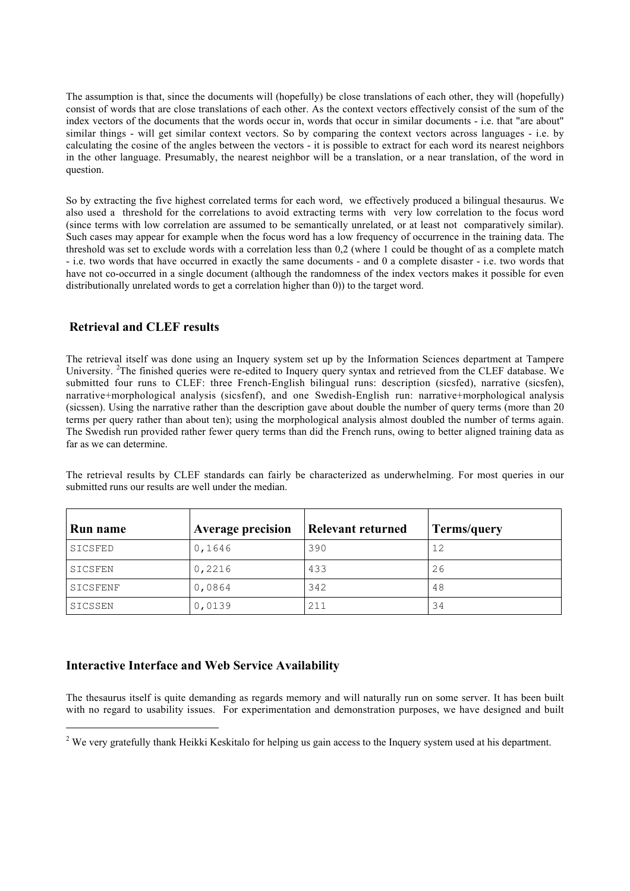The assumption is that, since the documents will (hopefully) be close translations of each other, they will (hopefully) consist of words that are close translations of each other. As the context vectors effectively consist of the sum of the index vectors of the documents that the words occur in, words that occur in similar documents - i.e. that "are about" similar things - will get similar context vectors. So by comparing the context vectors across languages - i.e. by calculating the cosine of the angles between the vectors - it is possible to extract for each word its nearest neighbors in the other language. Presumably, the nearest neighbor will be a translation, or a near translation, of the word in question.

So by extracting the five highest correlated terms for each word, we effectively produced a bilingual thesaurus. We also used a threshold for the correlations to avoid extracting terms with very low correlation to the focus word (since terms with low correlation are assumed to be semantically unrelated, or at least not comparatively similar). Such cases may appear for example when the focus word has a low frequency of occurrence in the training data. The threshold was set to exclude words with a correlation less than 0,2 (where 1 could be thought of as a complete match - i.e. two words that have occurred in exactly the same documents - and 0 a complete disaster - i.e. two words that have not co-occurred in a single document (although the randomness of the index vectors makes it possible for even distributionally unrelated words to get a correlation higher than 0)) to the target word.

## Retrieval and CLEF results

The retrieval itself was done using an Inquery system set up by the Information Sciences department at Tampere University. [2]The finished queries were re-edited to Inquery query syntax and retrieved from the CLEF database. We submitted four runs to CLEF: three French-English bilingual runs: description (sicsfed), narrative (sicsfen), narrative+morphological analysis (sicsfenf), and one Swedish-English run: narrative+morphological analysis (sicssen). Using the narrative rather than the description gave about double the number of query terms (more than 20 terms per query rather than about ten); using the morphological analysis almost doubled the number of terms again. The Swedish run provided rather fewer query terms than did the French runs, owing to better aligned training data as far as we can determine.

The retrieval results by CLEF standards can fairly be characterized as underwhelming. For most queries in our submitted runs our results are well under the median.

| Run name | Average precision | Relevant returned | Terms/query |
|---|---|---|---|
| SICSFED | 0,1646 | 390 | 12 |
| SICSFEN | 0,2216 | 433 | 26 |
| SICSFENF | 0,0864 | 342 | 48 |
| SICSSEN | 0,0139 | 211 | 34 |

## Interactive Interface and Web Service Availability

The thesaurus itself is quite demanding as regards memory and will naturally run on some server. It has been built with no regard to usability issues. For experimentation and demonstration purposes, we have designed and built

[2] We very gratefully thank Heikki Keskitalo for helping us gain access to the Inquery system used at his department.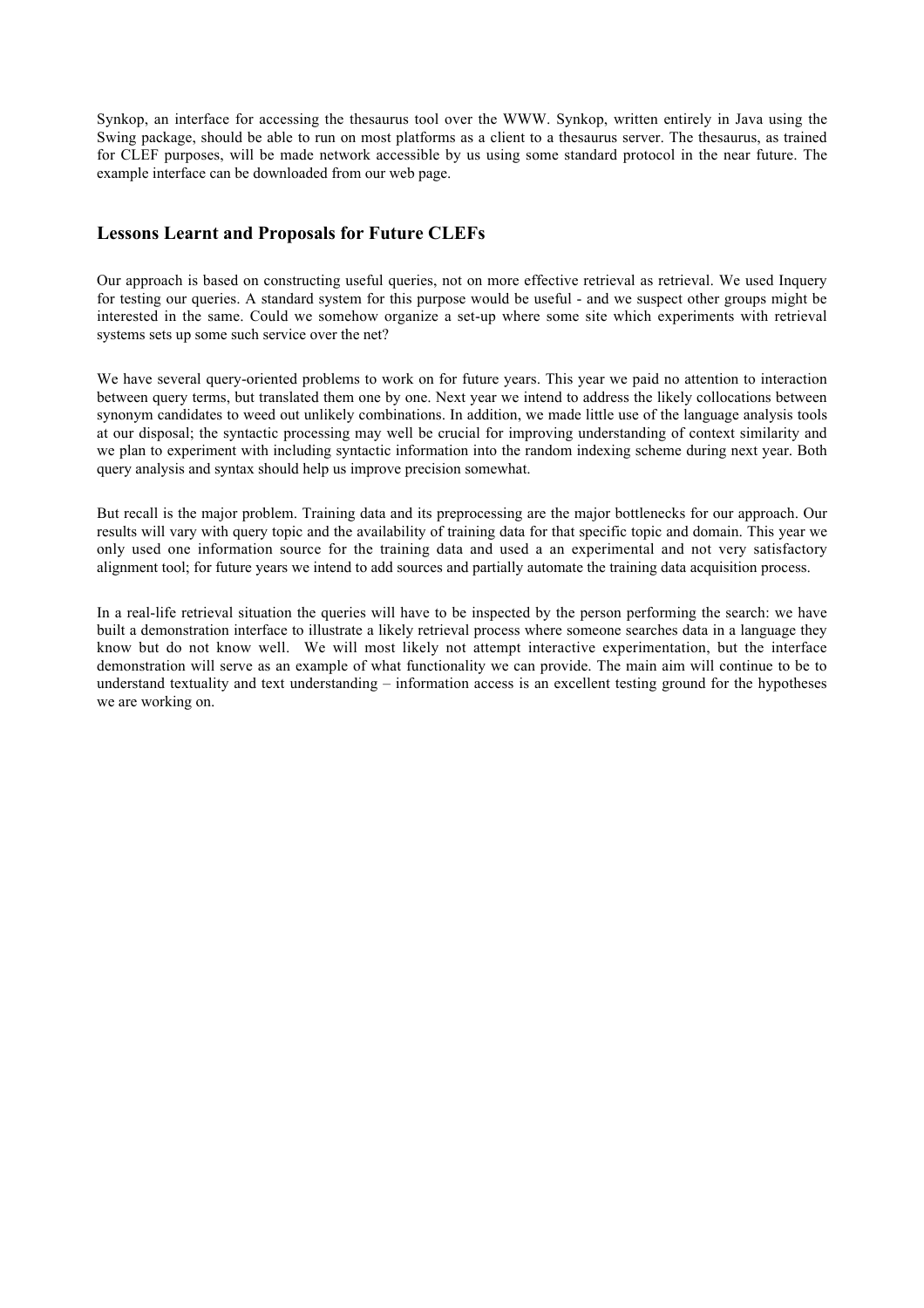Synkop, an interface for accessing the thesaurus tool over the WWW. Synkop, written entirely in Java using the Swing package, should be able to run on most platforms as a client to a thesaurus server. The thesaurus, as trained for CLEF purposes, will be made network accessible by us using some standard protocol in the near future. The example interface can be downloaded from our web page.

## Lessons Learnt and Proposals for Future CLEFs

Our approach is based on constructing useful queries, not on more effective retrieval as retrieval. We used Inquery for testing our queries. A standard system for this purpose would be useful - and we suspect other groups might be interested in the same. Could we somehow organize a set-up where some site which experiments with retrieval systems sets up some such service over the net?

We have several query-oriented problems to work on for future years. This year we paid no attention to interaction between query terms, but translated them one by one. Next year we intend to address the likely collocations between synonym candidates to weed out unlikely combinations. In addition, we made little use of the language analysis tools at our disposal; the syntactic processing may well be crucial for improving understanding of context similarity and we plan to experiment with including syntactic information into the random indexing scheme during next year. Both query analysis and syntax should help us improve precision somewhat.

But recall is the major problem. Training data and its preprocessing are the major bottlenecks for our approach. Our results will vary with query topic and the availability of training data for that specific topic and domain. This year we only used one information source for the training data and used a an experimental and not very satisfactory alignment tool; for future years we intend to add sources and partially automate the training data acquisition process.

In a real-life retrieval situation the queries will have to be inspected by the person performing the search: we have built a demonstration interface to illustrate a likely retrieval process where someone searches data in a language they know but do not know well. We will most likely not attempt interactive experimentation, but the interface demonstration will serve as an example of what functionality we can provide. The main aim will continue to be to understand textuality and text understanding – information access is an excellent testing ground for the hypotheses we are working on.